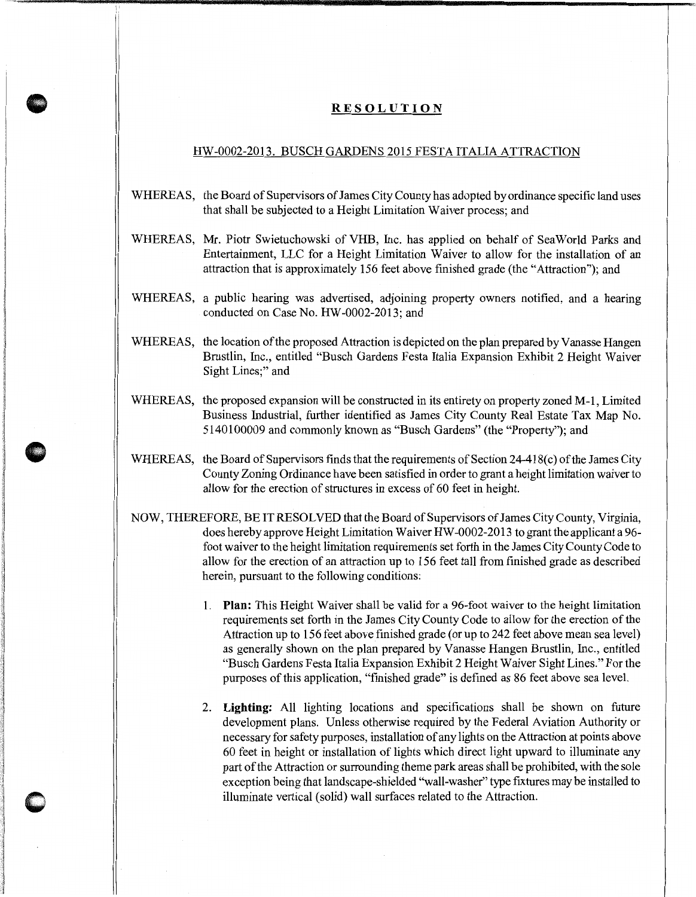## RESOLUTION

### HW-0002-2013. BUSCH GARDENS 2015 FESTA ITALIA ATTRACTION

WHEREAS, the Board of Supervisors of James City County has adopted by ordinance specific land uses that shall be subjected to a Height Limitation Waiver process; and

WHEREAS, Mr. Piotr Swietuchowski of VHB, Inc. has applied on behalf of SeaWorld Parks and Entertainment, LLC for a Height Limitation Waiver to allow for the installation of an attraction that is approximately 156 feet above finished grade (the "Attraction"); and

WHEREAS, a public hearing was advertised, adjoining property owners notified, and a hearing conducted on Case No. HW-0002-2013; and

WHEREAS, the location of the proposed Attraction is depicted on the plan prepared by Vanasse Hangen Brustlin, Inc., entitled "Busch Gardens Festa Italia Expansion Exhibit 2 Height Waiver Sight Lines;" and

WHEREAS, the proposed expansion will be constructed in its entirety on property zoned M-1, Limited Business Industrial, further identified as James City County Real Estate Tax Map No. 5140100009 and commonly known as "Busch Gardens" (the "Property"); and

WHEREAS, the Board of Supervisors finds that the requirements of Section 24-418(c) of the James City County Zoning Ordinance have been satisfied in order to grant a height limitation waiver to allow for the erection of structures in excess of 60 feet in height.

NOW, THEREFORE, BE IT RESOLVED that the Board of Supervisors of James City County, Virginia, does hereby approve Height Limitation Waiver HW-0002-2013 to grant the applicant a 96-foot waiver to the height limitation requirements set forth in the James City County Code to allow for the erection of an attraction up to 156 feet tall from finished grade as described herein, pursuant to the following conditions:

1. **Plan:** This Height Waiver shall be valid for a 96-foot waiver to the height limitation requirements set forth in the James City County Code to allow for the erection of the Attraction up to 156 feet above finished grade (or up to 242 feet above mean sea level) as generally shown on the plan prepared by Vanasse Hangen Brustlin, Inc., entitled "Busch Gardens Festa Italia Expansion Exhibit 2 Height Waiver Sight Lines." For the purposes of this application, "finished grade" is defined as 86 feet above sea level.

2. **Lighting:** All lighting locations and specifications shall be shown on future development plans. Unless otherwise required by the Federal Aviation Authority or necessary for safety purposes, installation of any lights on the Attraction at points above 60 feet in height or installation of lights which direct light upward to illuminate any part of the Attraction or surrounding theme park areas shall be prohibited, with the sole exception being that landscape-shielded "wall-washer" type fixtures may be installed to illuminate vertical (solid) wall surfaces related to the Attraction.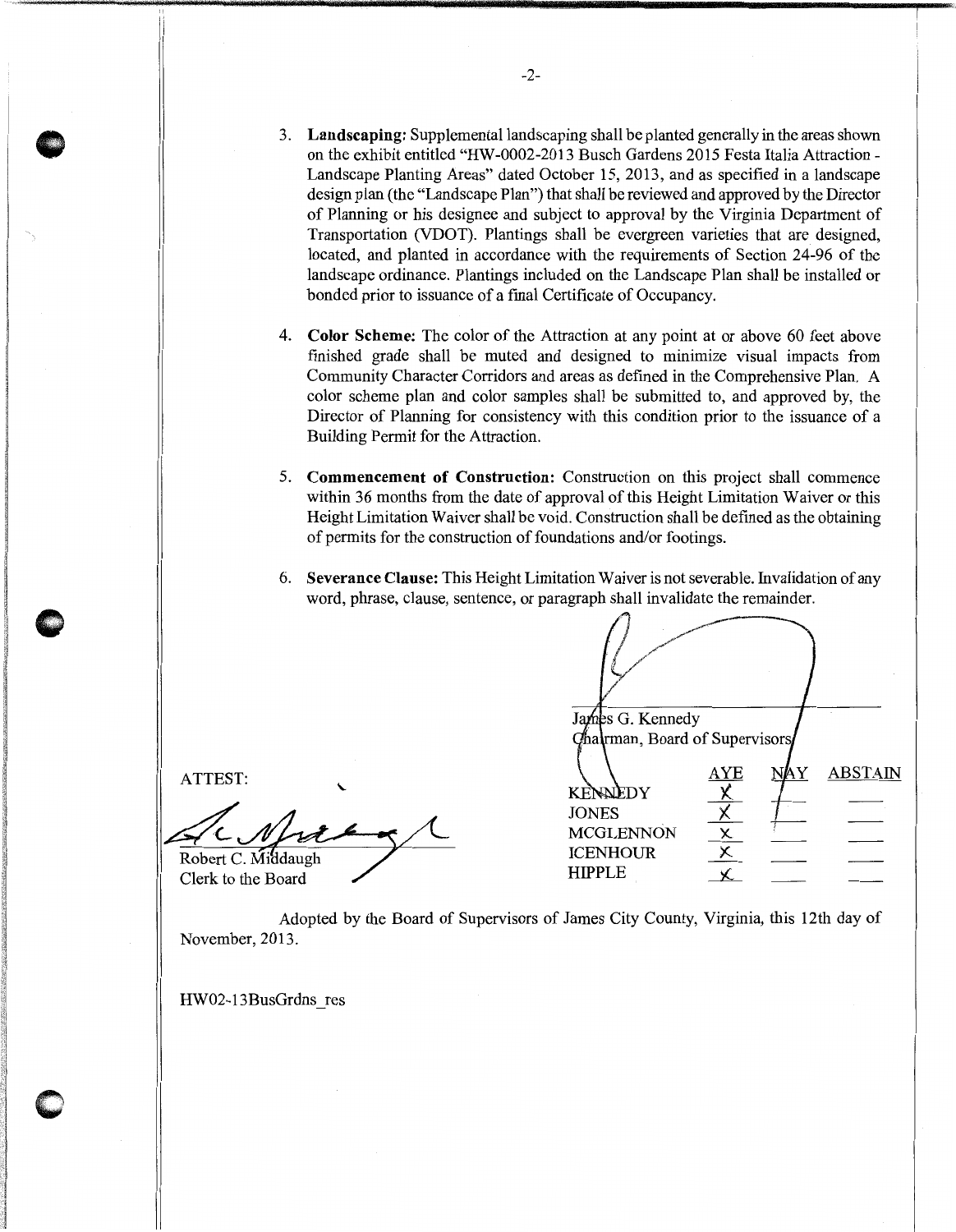3. **Landscaping:** Supplemental landscaping shall be planted generally in the areas shown on the exhibit entitled "HW-0002-2013 Busch Gardens 2015 Festa Italia Attraction - Landscape Planting Areas" dated October 15, 2013, and as specified in a landscape design plan (the "Landscape Plan") that shall be reviewed and approved by the Director of Planning or his designee and subject to approval by the Virginia Department of Transportation (VDOT). Plantings shall be evergreen varieties that are designed, located, and planted in accordance with the requirements of Section 24-96 of the landscape ordinance. Plantings included on the Landscape Plan shall be installed or bonded prior to issuance of a final Certificate of Occupancy.

4. **Color Scheme:** The color of the Attraction at any point at or above 60 feet above finished grade shall be muted and designed to minimize visual impacts from Community Character Corridors and areas as defined in the Comprehensive Plan. A color scheme plan and color samples shall be submitted to, and approved by, the Director of Planning for consistency with this condition prior to the issuance of a Building Permit for the Attraction.

5. **Commencement of Construction:** Construction on this project shall commence within 36 months from the date of approval of this Height Limitation Waiver or this Height Limitation Waiver shall be void. Construction shall be defined as the obtaining of permits for the construction of foundations and/or footings.

6. **Severance Clause:** This Height Limitation Waiver is not severable. Invalidation of any word, phrase, clause, sentence, or paragraph shall invalidate the remainder.

James G. Kennedy
Chairman, Board of Supervisors

ATTEST:

Robert C. Middaugh
Clerk to the Board

| | AYE | NAY | ABSTAIN |
|---|---|---|---|
| KENNEDY | X | | |
| JONES | X | | |
| MCGLENNON | X | | |
| ICENHOUR | X | | |
| HIPPLE | X | | |

Adopted by the Board of Supervisors of James City County, Virginia, this 12th day of November, 2013.

HW02-13BusGrdns_res